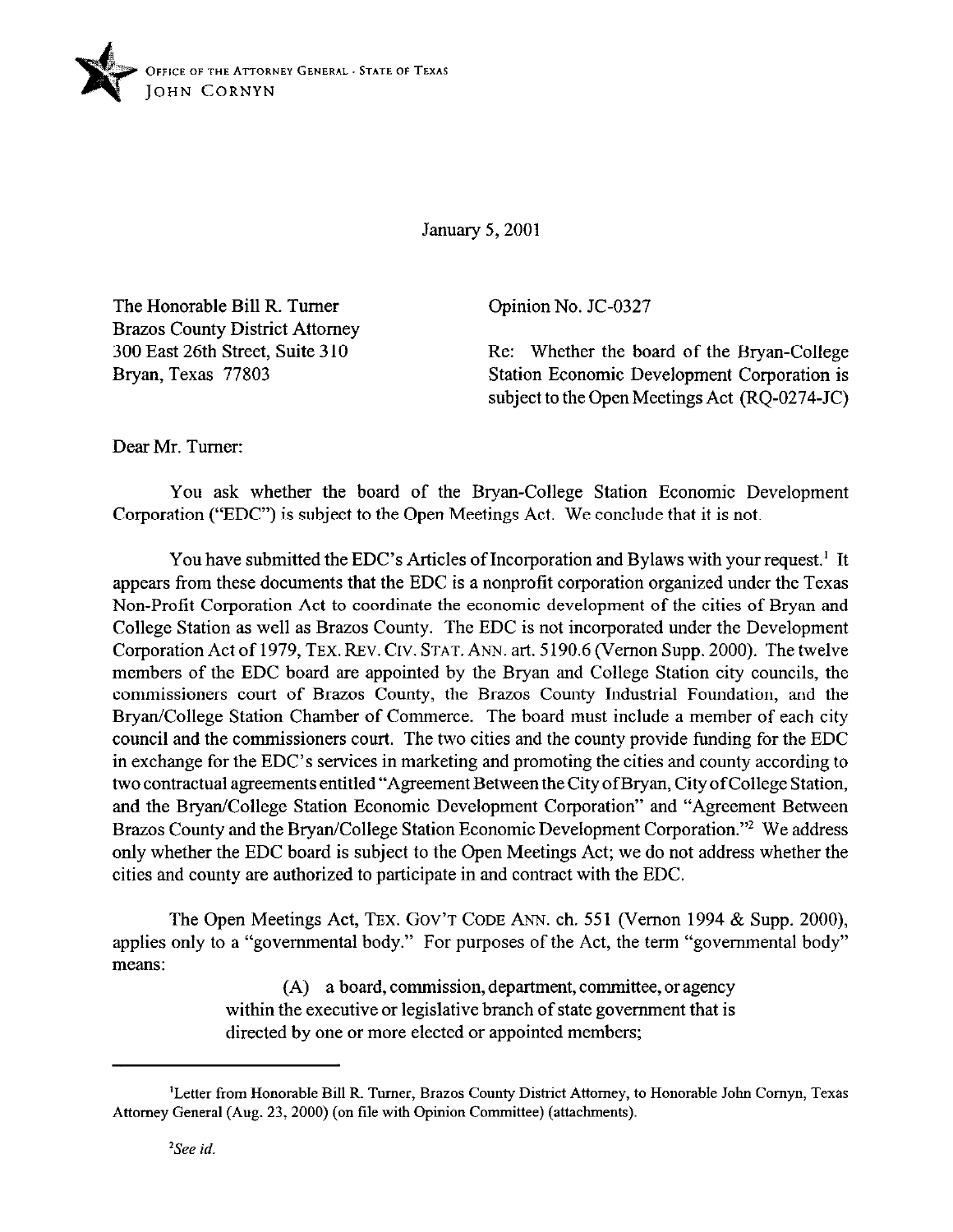OFFICE OF THE ATTORNEY GENERAL · STATE OF TEXAS
JOHN CORNYN

January 5, 2001

The Honorable Bill R. Turner
Brazos County District Attorney
300 East 26th Street, Suite 310
Bryan, Texas 77803

Opinion No. JC-0327

Re: Whether the board of the Bryan-College Station Economic Development Corporation is subject to the Open Meetings Act (RQ-0274-JC)

Dear Mr. Turner:

You ask whether the board of the Bryan-College Station Economic Development Corporation ("EDC") is subject to the Open Meetings Act. We conclude that it is not.

You have submitted the EDC's Articles of Incorporation and Bylaws with your request.[1] It appears from these documents that the EDC is a nonprofit corporation organized under the Texas Non-Profit Corporation Act to coordinate the economic development of the cities of Bryan and College Station as well as Brazos County. The EDC is not incorporated under the Development Corporation Act of 1979, TEX. REV. CIV. STAT. ANN. art. 5190.6 (Vernon Supp. 2000). The twelve members of the EDC board are appointed by the Bryan and College Station city councils, the commissioners court of Brazos County, the Brazos County Industrial Foundation, and the Bryan/College Station Chamber of Commerce. The board must include a member of each city council and the commissioners court. The two cities and the county provide funding for the EDC in exchange for the EDC's services in marketing and promoting the cities and county according to two contractual agreements entitled "Agreement Between the City of Bryan, City of College Station, and the Bryan/College Station Economic Development Corporation" and "Agreement Between Brazos County and the Bryan/College Station Economic Development Corporation."[2] We address only whether the EDC board is subject to the Open Meetings Act; we do not address whether the cities and county are authorized to participate in and contract with the EDC.

The Open Meetings Act, TEX. GOV'T CODE ANN. ch. 551 (Vernon 1994 & Supp. 2000), applies only to a "governmental body." For purposes of the Act, the term "governmental body" means:

> (A) a board, commission, department, committee, or agency within the executive or legislative branch of state government that is directed by one or more elected or appointed members;

---

[1] Letter from Honorable Bill R. Turner, Brazos County District Attorney, to Honorable John Cornyn, Texas Attorney General (Aug. 23, 2000) (on file with Opinion Committee) (attachments).

[2] *See id.*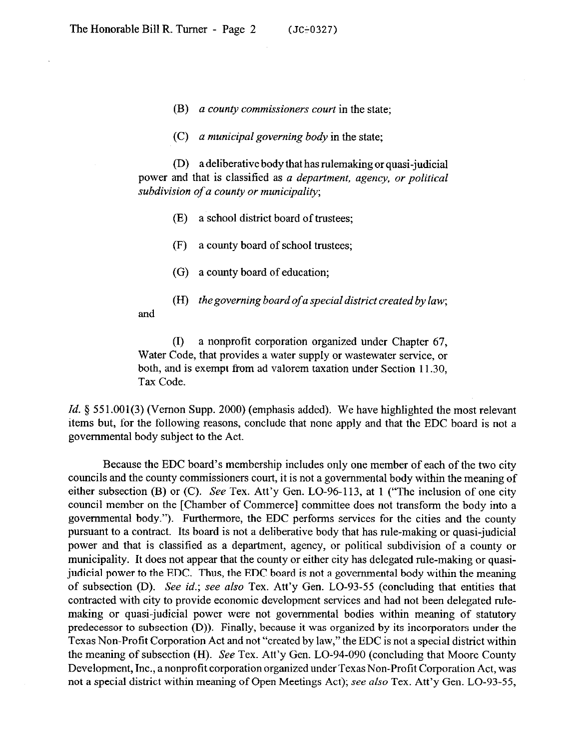(B) *a county commissioners court* in the state;

(C) *a municipal governing body* in the state;

(D) a deliberative body that has rulemaking or quasi-judicial power and that is classified as *a department, agency, or political subdivision of a county or municipality*;

(E) a school district board of trustees;

(F) a county board of school trustees;

(G) a county board of education;

(H) *the governing board of a special district created by law*;

and

(I) a nonprofit corporation organized under Chapter 67, Water Code, that provides a water supply or wastewater service, or both, and is exempt from ad valorem taxation under Section 11.30, Tax Code.

*Id.* § 551.001(3) (Vernon Supp. 2000) (emphasis added). We have highlighted the most relevant items but, for the following reasons, conclude that none apply and that the EDC board is not a governmental body subject to the Act.

Because the EDC board's membership includes only one member of each of the two city councils and the county commissioners court, it is not a governmental body within the meaning of either subsection (B) or (C). *See* Tex. Att'y Gen. LO-96-113, at 1 ("The inclusion of one city council member on the [Chamber of Commerce] committee does not transform the body into a governmental body."). Furthermore, the EDC performs services for the cities and the county pursuant to a contract. Its board is not a deliberative body that has rule-making or quasi-judicial power and that is classified as a department, agency, or political subdivision of a county or municipality. It does not appear that the county or either city has delegated rule-making or quasi-judicial power to the EDC. Thus, the EDC board is not a governmental body within the meaning of subsection (D). *See id.*; *see also* Tex. Att'y Gen. LO-93-55 (concluding that entities that contracted with city to provide economic development services and had not been delegated rule-making or quasi-judicial power were not governmental bodies within meaning of statutory predecessor to subsection (D)). Finally, because it was organized by its incorporators under the Texas Non-Profit Corporation Act and not "created by law," the EDC is not a special district within the meaning of subsection (H). *See* Tex. Att'y Gen. LO-94-090 (concluding that Moore County Development, Inc., a nonprofit corporation organized under Texas Non-Profit Corporation Act, was not a special district within meaning of Open Meetings Act); *see also* Tex. Att'y Gen. LO-93-55,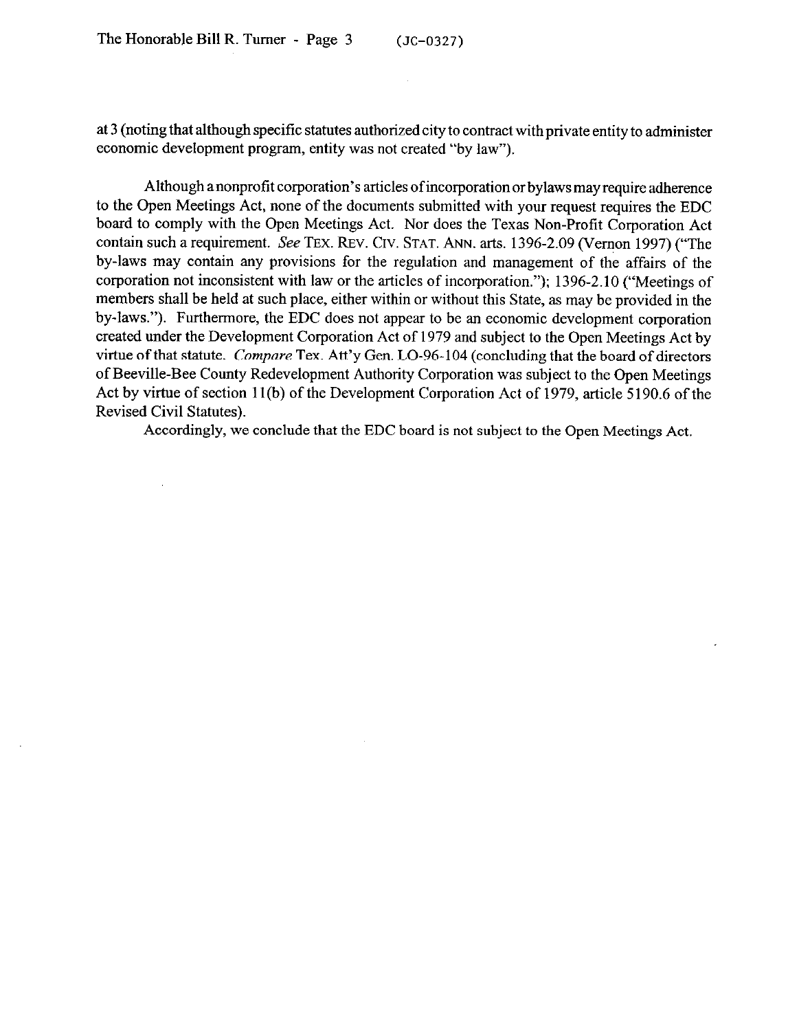at 3 (noting that although specific statutes authorized city to contract with private entity to administer economic development program, entity was not created "by law").

Although a nonprofit corporation's articles of incorporation or bylaws may require adherence to the Open Meetings Act, none of the documents submitted with your request requires the EDC board to comply with the Open Meetings Act. Nor does the Texas Non-Profit Corporation Act contain such a requirement. *See* TEX. REV. CIV. STAT. ANN. arts. 1396-2.09 (Vernon 1997) ("The by-laws may contain any provisions for the regulation and management of the affairs of the corporation not inconsistent with law or the articles of incorporation."); 1396-2.10 ("Meetings of members shall be held at such place, either within or without this State, as may be provided in the by-laws."). Furthermore, the EDC does not appear to be an economic development corporation created under the Development Corporation Act of 1979 and subject to the Open Meetings Act by virtue of that statute. *Compare* Tex. Att'y Gen. LO-96-104 (concluding that the board of directors of Beeville-Bee County Redevelopment Authority Corporation was subject to the Open Meetings Act by virtue of section 11(b) of the Development Corporation Act of 1979, article 5190.6 of the Revised Civil Statutes).

Accordingly, we conclude that the EDC board is not subject to the Open Meetings Act.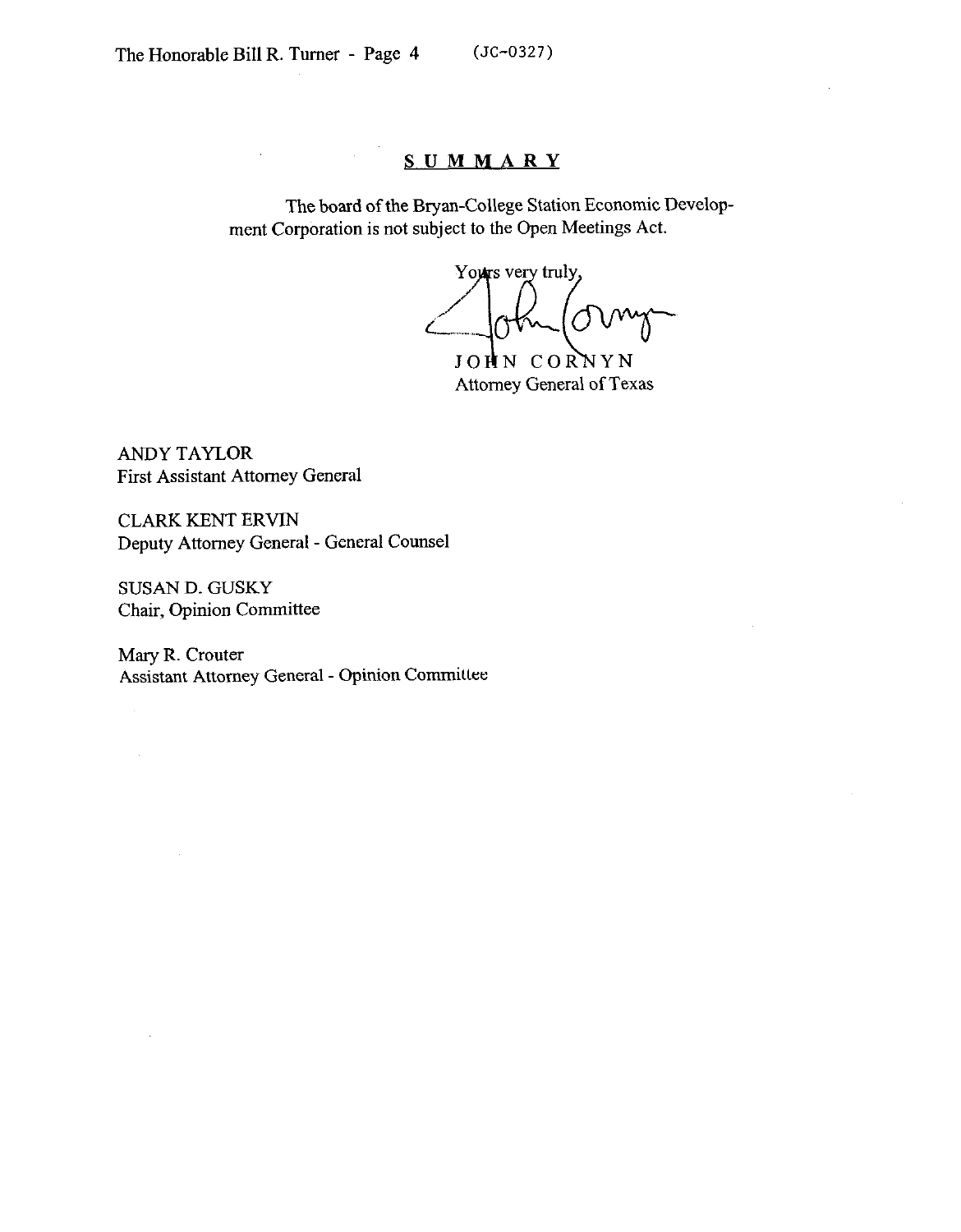## SUMMARY

The board of the Bryan-College Station Economic Development Corporation is not subject to the Open Meetings Act.

Yours very truly,

JOHN CORNYN
Attorney General of Texas

ANDY TAYLOR
First Assistant Attorney General

CLARK KENT ERVIN
Deputy Attorney General - General Counsel

SUSAN D. GUSKY
Chair, Opinion Committee

Mary R. Crouter
Assistant Attorney General - Opinion Committee